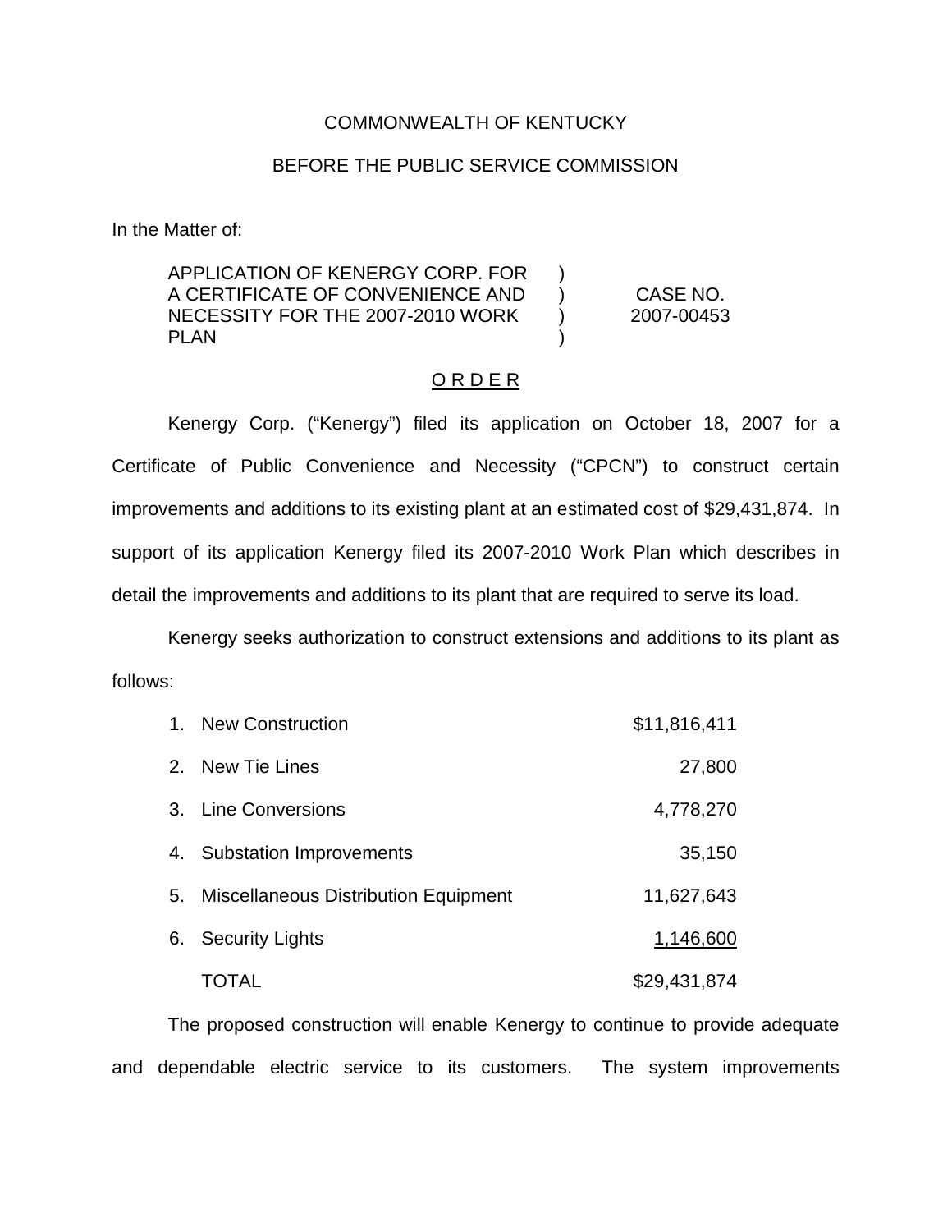COMMONWEALTH OF KENTUCKY

BEFORE THE PUBLIC SERVICE COMMISSION

In the Matter of:

| | | |
|---|---|---|
| APPLICATION OF KENERGY CORP. FOR A CERTIFICATE OF CONVENIENCE AND NECESSITY FOR THE 2007-2010 WORK PLAN | ) ) ) ) | CASE NO. 2007-00453 |

<u>O R D E R</u>

Kenergy Corp. ("Kenergy") filed its application on October 18, 2007 for a Certificate of Public Convenience and Necessity ("CPCN") to construct certain improvements and additions to its existing plant at an estimated cost of $29,431,874. In support of its application Kenergy filed its 2007-2010 Work Plan which describes in detail the improvements and additions to its plant that are required to serve its load.

Kenergy seeks authorization to construct extensions and additions to its plant as follows:

| | |
|---|---:|
| 1. New Construction | $11,816,411 |
| 2. New Tie Lines | 27,800 |
| 3. Line Conversions | 4,778,270 |
| 4. Substation Improvements | 35,150 |
| 5. Miscellaneous Distribution Equipment | 11,627,643 |
| 6. Security Lights | <u>1,146,600</u> |
| TOTAL | $29,431,874 |

The proposed construction will enable Kenergy to continue to provide adequate and dependable electric service to its customers. The system improvements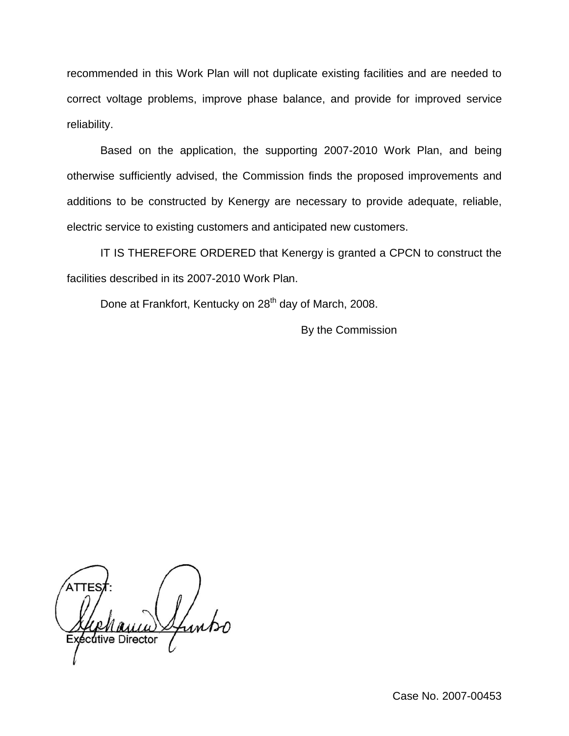recommended in this Work Plan will not duplicate existing facilities and are needed to correct voltage problems, improve phase balance, and provide for improved service reliability.

Based on the application, the supporting 2007-2010 Work Plan, and being otherwise sufficiently advised, the Commission finds the proposed improvements and additions to be constructed by Kenergy are necessary to provide adequate, reliable, electric service to existing customers and anticipated new customers.

IT IS THEREFORE ORDERED that Kenergy is granted a CPCN to construct the facilities described in its 2007-2010 Work Plan.

Done at Frankfort, Kentucky on 28th day of March, 2008.

By the Commission

ATTEST:

Executive Director

Case No. 2007-00453